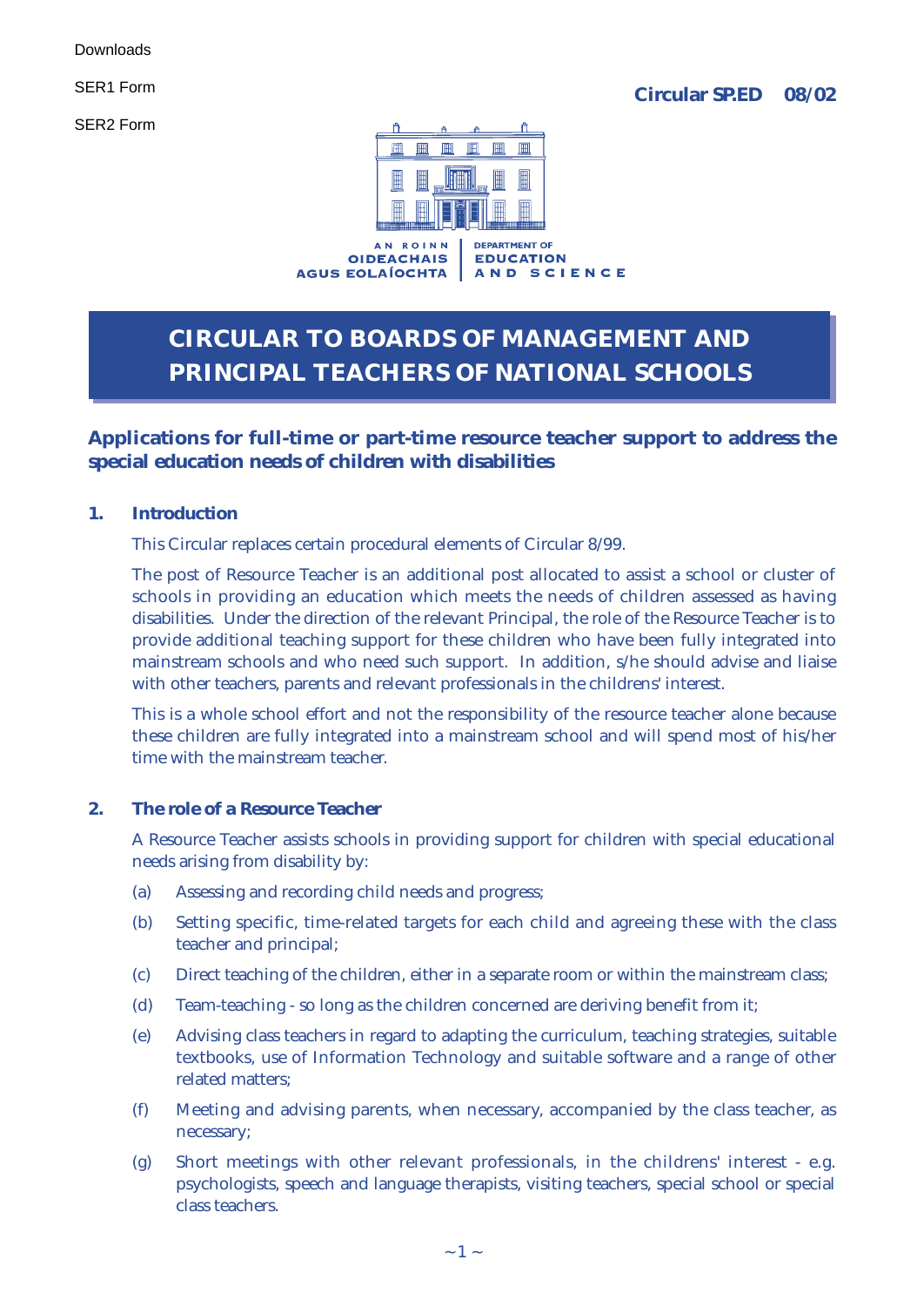Downloads

SER1 Form

SER2 Form

**Circular SP.ED 08/02**

AN ROINN OIDEACHAIS AGUS EOLAÍOCHTA | DEPARTMENT OF EDUCATION AND SCIENCE

# CIRCULAR TO BOARDS OF MANAGEMENT AND PRINCIPAL TEACHERS OF NATIONAL SCHOOLS

## Applications for full-time or part-time resource teacher support to address the special education needs of children with disabilities

### 1. Introduction

This Circular replaces certain procedural elements of Circular 8/99.

The post of Resource Teacher is an additional post allocated to assist a school or cluster of schools in providing an education which meets the needs of children assessed as having disabilities. Under the direction of the relevant Principal, the role of the Resource Teacher is to provide additional teaching support for these children who have been fully integrated into mainstream schools and who need such support. In addition, s/he should advise and liaise with other teachers, parents and relevant professionals in the childrens' interest.

This is a whole school effort and not the responsibility of the resource teacher alone because these children are fully integrated into a mainstream school and will spend most of his/her time with the mainstream teacher.

### 2. The role of a Resource Teacher

A Resource Teacher assists schools in providing support for children with special educational needs arising from disability by:

(a) Assessing and recording child needs and progress;

(b) Setting specific, time-related targets for each child and agreeing these with the class teacher and principal;

(c) Direct teaching of the children, either in a separate room or within the mainstream class;

(d) Team-teaching - so long as the children concerned are deriving benefit from it;

(e) Advising class teachers in regard to adapting the curriculum, teaching strategies, suitable textbooks, use of Information Technology and suitable software and a range of other related matters;

(f) Meeting and advising parents, when necessary, accompanied by the class teacher, as necessary;

(g) Short meetings with other relevant professionals, in the childrens' interest - e.g. psychologists, speech and language therapists, visiting teachers, special school or special class teachers.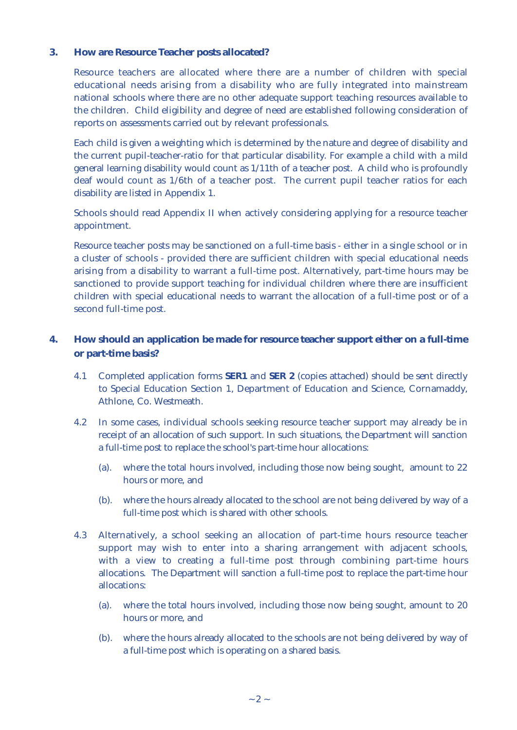## 3. How are Resource Teacher posts allocated?

Resource teachers are allocated where there are a number of children with special educational needs arising from a disability who are fully integrated into mainstream national schools where there are no other adequate support teaching resources available to the children. Child eligibility and degree of need are established following consideration of reports on assessments carried out by relevant professionals.

Each child is given a weighting which is determined by the nature and degree of disability and the current pupil-teacher-ratio for that particular disability. For example a child with a mild general learning disability would count as 1/11th of a teacher post. A child who is profoundly deaf would count as 1/6th of a teacher post. The current pupil teacher ratios for each disability are listed in Appendix 1.

Schools should read Appendix II when actively considering applying for a resource teacher appointment.

Resource teacher posts may be sanctioned on a full-time basis - either in a single school or in a cluster of schools - provided there are sufficient children with special educational needs arising from a disability to warrant a full-time post. Alternatively, part-time hours may be sanctioned to provide support teaching for individual children where there are insufficient children with special educational needs to warrant the allocation of a full-time post or of a second full-time post.

## 4. How should an application be made for resource teacher support either on a full-time or part-time basis?

4.1 Completed application forms **SER1** and **SER 2** (copies attached) should be sent directly to Special Education Section 1, Department of Education and Science, Cornamaddy, Athlone, Co. Westmeath.

4.2 In some cases, individual schools seeking resource teacher support may already be in receipt of an allocation of such support. In such situations, the Department will sanction a full-time post to replace the school's part-time hour allocations:

(a). where the total hours involved, including those now being sought, amount to 22 hours or more, and

(b). where the hours already allocated to the school are not being delivered by way of a full-time post which is shared with other schools.

4.3 Alternatively, a school seeking an allocation of part-time hours resource teacher support may wish to enter into a sharing arrangement with adjacent schools, with a view to creating a full-time post through combining part-time hours allocations. The Department will sanction a full-time post to replace the part-time hour allocations:

(a). where the total hours involved, including those now being sought, amount to 20 hours or more, and

(b). where the hours already allocated to the schools are not being delivered by way of a full-time post which is operating on a shared basis.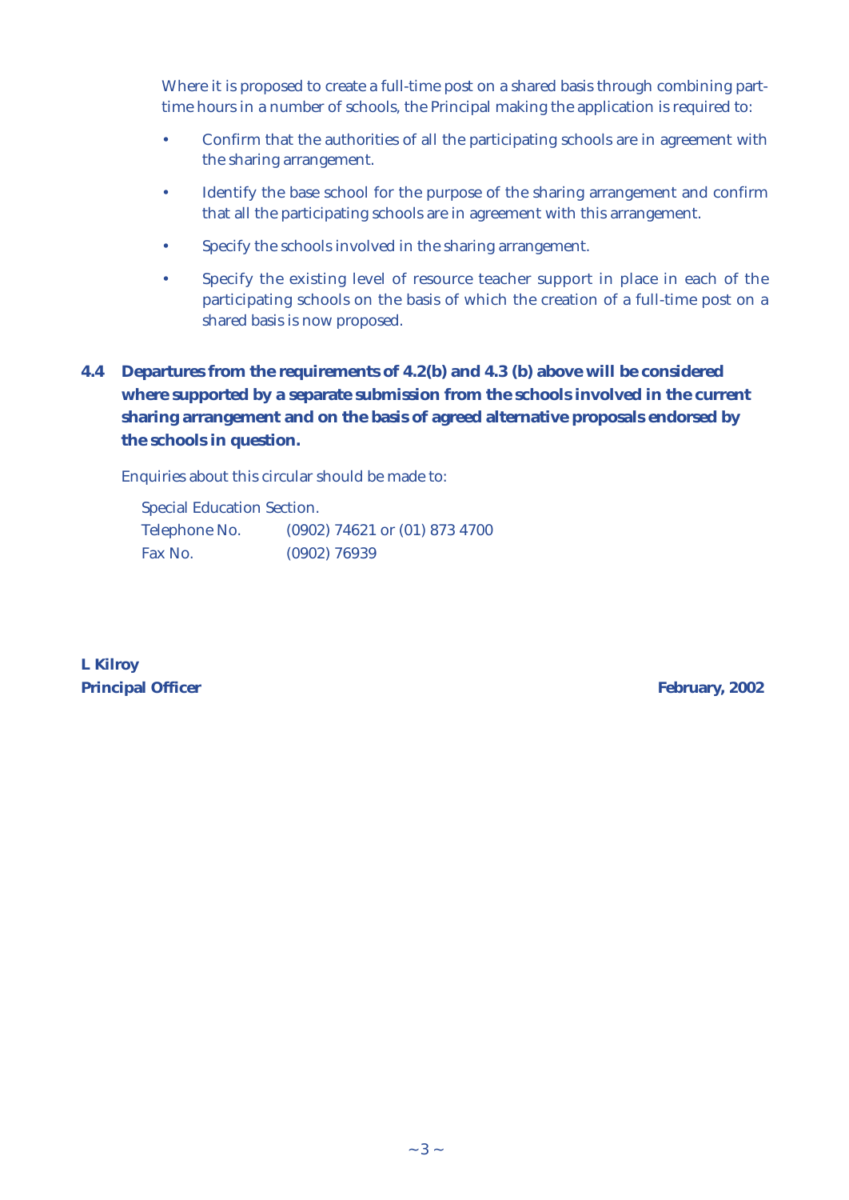Where it is proposed to create a full-time post on a shared basis through combining part-time hours in a number of schools, the Principal making the application is required to:

- Confirm that the authorities of all the participating schools are in agreement with the sharing arrangement.
- Identify the base school for the purpose of the sharing arrangement and confirm that all the participating schools are in agreement with this arrangement.
- Specify the schools involved in the sharing arrangement.
- Specify the existing level of resource teacher support in place in each of the participating schools on the basis of which the creation of a full-time post on a shared basis is now proposed.

**4.4 Departures from the requirements of 4.2(b) and 4.3 (b) above will be considered where supported by a separate submission from the schools involved in the current sharing arrangement and on the basis of agreed alternative proposals endorsed by the schools in question.**

Enquiries about this circular should be made to:

Special Education Section.

| | |
|---|---|
| Telephone No. | (0902) 74621 or (01) 873 4700 |
| Fax No. | (0902) 76939 |

**L Kilroy**
**Principal Officer**

**February, 2002**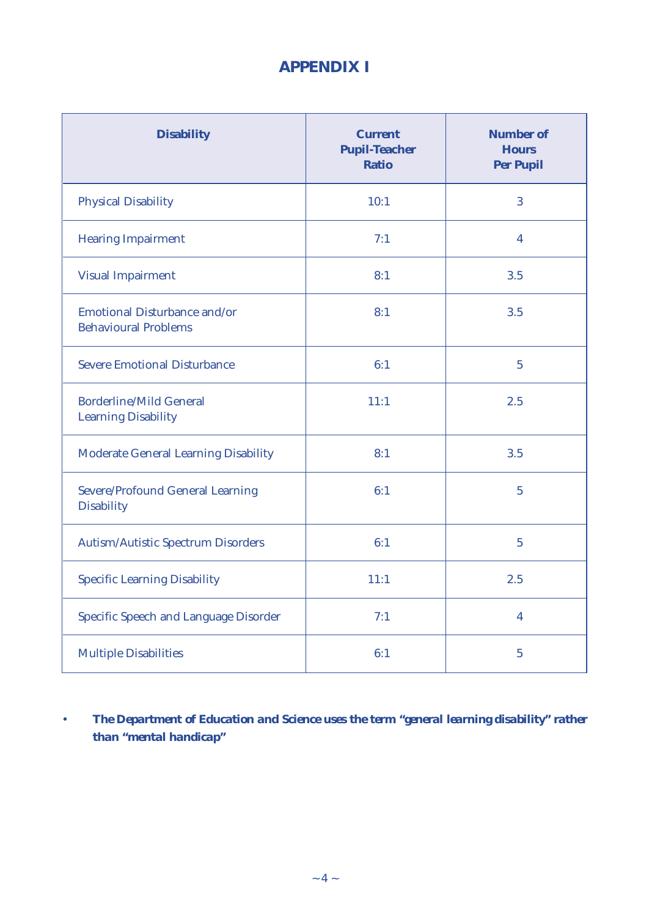# APPENDIX I

| Disability | Current Pupil-Teacher Ratio | Number of Hours Per Pupil |
|---|---|---|
| Physical Disability | 10:1 | 3 |
| Hearing Impairment | 7:1 | 4 |
| Visual Impairment | 8:1 | 3.5 |
| Emotional Disturbance and/or Behavioural Problems | 8:1 | 3.5 |
| Severe Emotional Disturbance | 6:1 | 5 |
| Borderline/Mild General Learning Disability | 11:1 | 2.5 |
| Moderate General Learning Disability | 8:1 | 3.5 |
| Severe/Profound General Learning Disability | 6:1 | 5 |
| Autism/Autistic Spectrum Disorders | 6:1 | 5 |
| Specific Learning Disability | 11:1 | 2.5 |
| Specific Speech and Language Disorder | 7:1 | 4 |
| Multiple Disabilities | 6:1 | 5 |

- **The Department of Education and Science uses the term "general learning disability" rather than "mental handicap"**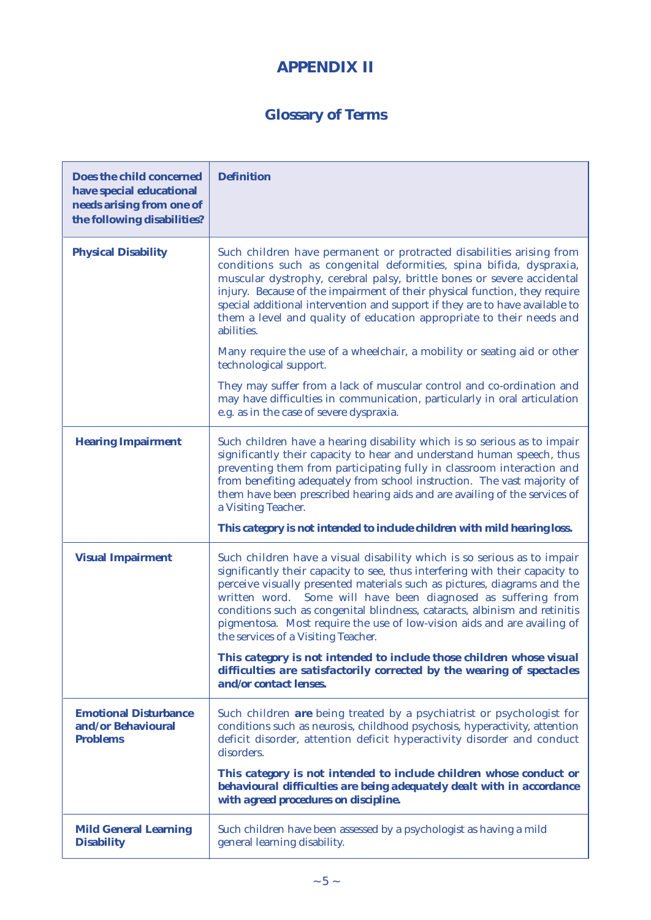# APPENDIX II

## Glossary of Terms

| Does the child concerned have special educational needs arising from one of the following disabilities? | Definition |
|---|---|
| **Physical Disability** | Such children have permanent or protracted disabilities arising from conditions such as congenital deformities, spina bifida, dyspraxia, muscular dystrophy, cerebral palsy, brittle bones or severe accidental injury. Because of the impairment of their physical function, they require special additional intervention and support if they are to have available to them a level and quality of education appropriate to their needs and abilities.<br><br>Many require the use of a wheelchair, a mobility or seating aid or other technological support.<br><br>They may suffer from a lack of muscular control and co-ordination and may have difficulties in communication, particularly in oral articulation e.g. as in the case of severe dyspraxia. |
| **Hearing Impairment** | Such children have a hearing disability which is so serious as to impair significantly their capacity to hear and understand human speech, thus preventing them from participating fully in classroom interaction and from benefiting adequately from school instruction. The vast majority of them have been prescribed hearing aids and are availing of the services of a Visiting Teacher.<br><br>**This category is not intended to include children with mild hearing loss.** |
| **Visual Impairment** | Such children have a visual disability which is so serious as to impair significantly their capacity to see, thus interfering with their capacity to perceive visually presented materials such as pictures, diagrams and the written word. Some will have been diagnosed as suffering from conditions such as congenital blindness, cataracts, albinism and retinitis pigmentosa. Most require the use of low-vision aids and are availing of the services of a Visiting Teacher.<br><br>**This category is not intended to include those children whose visual difficulties are satisfactorily corrected by the wearing of spectacles and/or contact lenses.** |
| **Emotional Disturbance and/or Behavioural Problems** | Such children **are** being treated by a psychiatrist or psychologist for conditions such as neurosis, childhood psychosis, hyperactivity, attention deficit disorder, attention deficit hyperactivity disorder and conduct disorders.<br><br>**This category is not intended to include children whose conduct or behavioural difficulties are being adequately dealt with in accordance with agreed procedures on discipline.** |
| **Mild General Learning Disability** | Such children have been assessed by a psychologist as having a mild general learning disability. |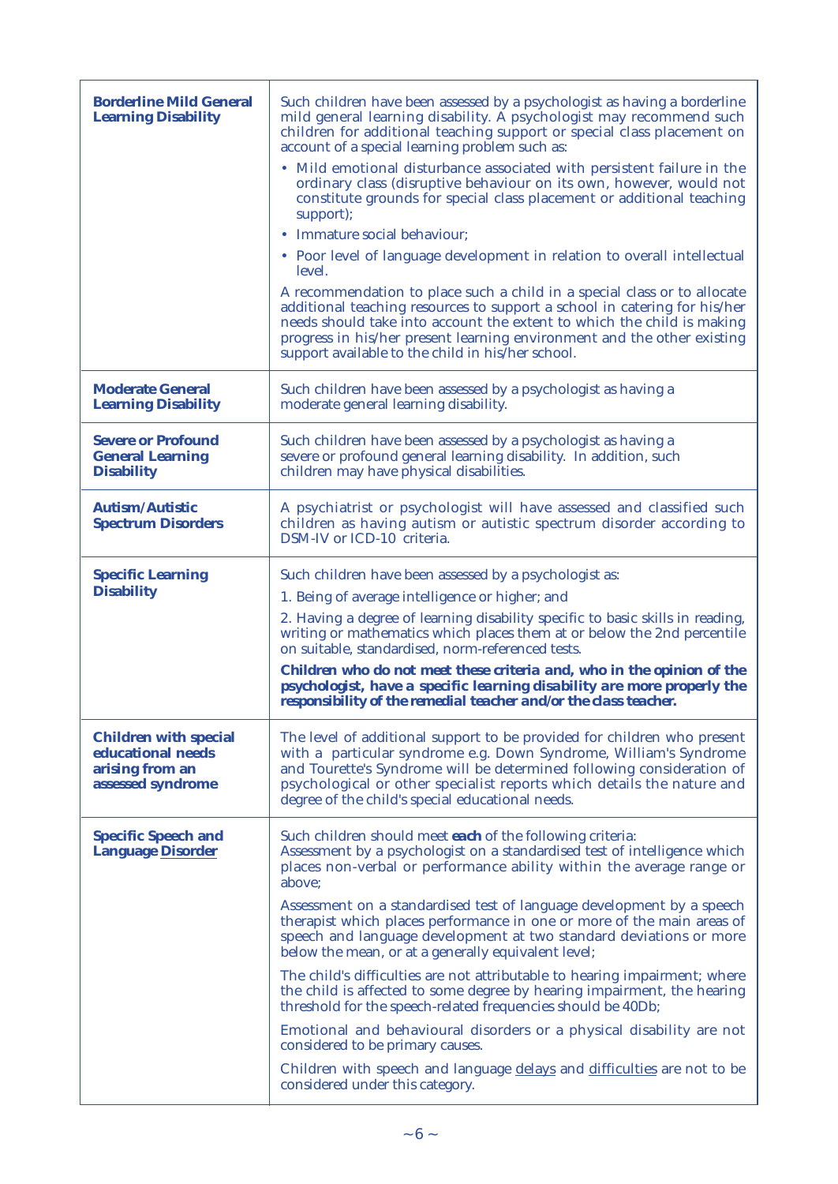| | |
|---|---|
| **Borderline Mild General Learning Disability** | Such children have been assessed by a psychologist as having a borderline mild general learning disability. A psychologist may recommend such children for additional teaching support or special class placement on account of a special learning problem such as:<br>• Mild emotional disturbance associated with persistent failure in the ordinary class (disruptive behaviour on its own, however, would not constitute grounds for special class placement or additional teaching support);<br>• Immature social behaviour;<br>• Poor level of language development in relation to overall intellectual level.<br>A recommendation to place such a child in a special class or to allocate additional teaching resources to support a school in catering for his/her needs should take into account the extent to which the child is making progress in his/her present learning environment and the other existing support available to the child in his/her school. |
| **Moderate General Learning Disability** | Such children have been assessed by a psychologist as having a moderate general learning disability. |
| **Severe or Profound General Learning Disability** | Such children have been assessed by a psychologist as having a severe or profound general learning disability. In addition, such children may have physical disabilities. |
| **Autism/Autistic Spectrum Disorders** | A psychiatrist or psychologist will have assessed and classified such children as having autism or autistic spectrum disorder according to DSM-IV or ICD-10 criteria. |
| **Specific Learning Disability** | Such children have been assessed by a psychologist as:<br>1. Being of average intelligence or higher; and<br>2. Having a degree of learning disability specific to basic skills in reading, writing or mathematics which places them at or below the 2nd percentile on suitable, standardised, norm-referenced tests.<br>***Children who do not meet these criteria and, who in the opinion of the psychologist, have a specific learning disability are more properly the responsibility of the remedial teacher and/or the class teacher.*** |
| **Children with special educational needs arising from an assessed syndrome** | The level of additional support to be provided for children who present with a particular syndrome e.g. Down Syndrome, William's Syndrome and Tourette's Syndrome will be determined following consideration of psychological or other specialist reports which details the nature and degree of the child's special educational needs. |
| **Specific Speech and Language <u>Disorder</u>** | Such children should meet **each** of the following criteria:<br>Assessment by a psychologist on a standardised test of intelligence which places non-verbal or performance ability within the average range or above;<br>Assessment on a standardised test of language development by a speech therapist which places performance in one or more of the main areas of speech and language development at two standard deviations or more below the mean, or at a generally equivalent level;<br>The child's difficulties are not attributable to hearing impairment; where the child is affected to some degree by hearing impairment, the hearing threshold for the speech-related frequencies should be 40Db;<br>Emotional and behavioural disorders or a physical disability are not considered to be primary causes.<br>Children with speech and language <u>delays</u> and <u>difficulties</u> are not to be considered under this category. |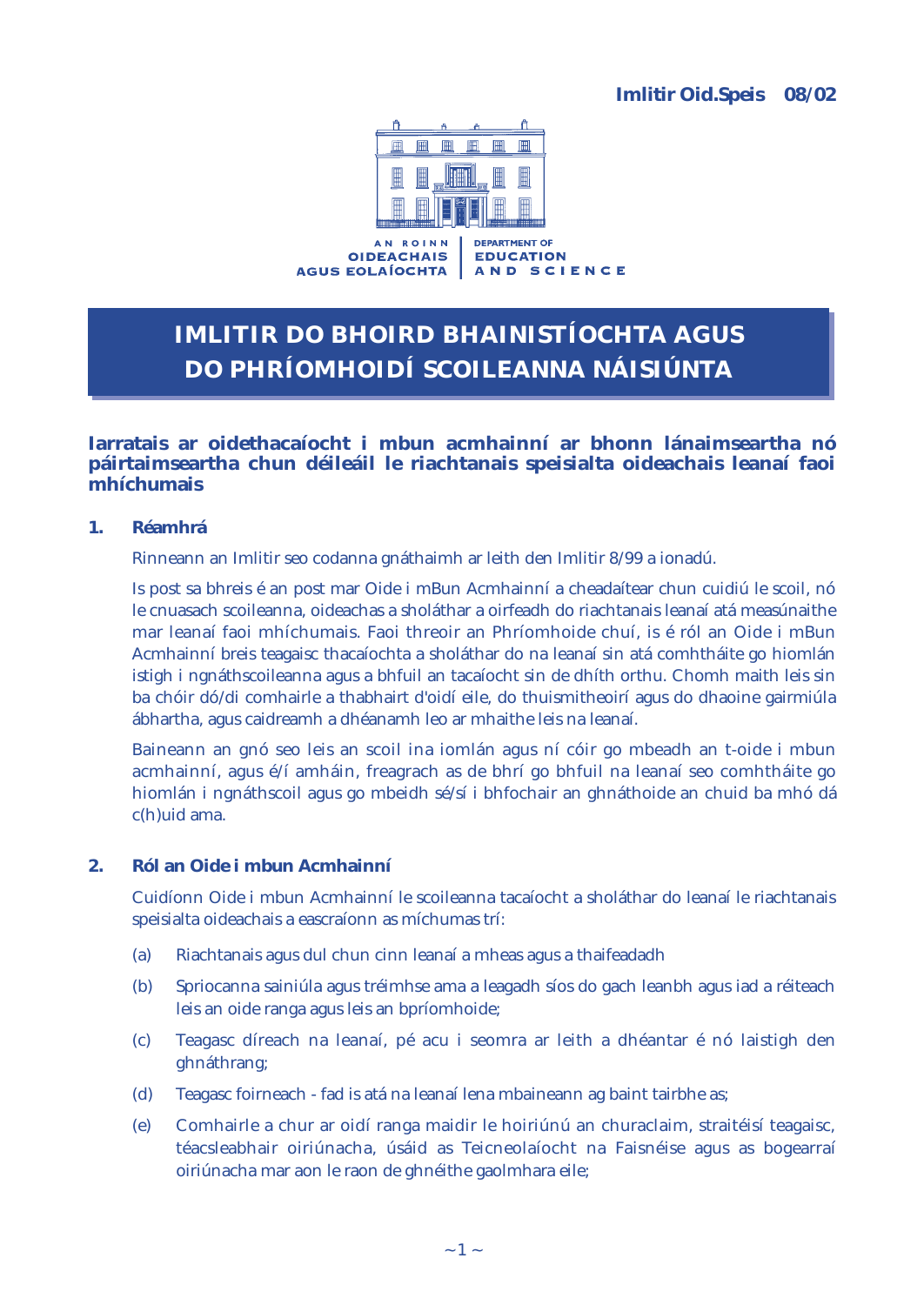**Imlitir Oid.Speis 08/02**

AN ROINN OIDEACHAIS AGUS EOLAÍOCHTA | DEPARTMENT OF EDUCATION AND SCIENCE

# IMLITIR DO BHOIRD BHAINISTÍOCHTA AGUS DO PHRÍOMHOIDÍ SCOILEANNA NÁISIÚNTA

## Iarratais ar oidethacaíocht i mbun acmhainní ar bhonn lánaimseartha nó páirtaimseartha chun déileáil le riachtanais speisialta oideachais leanaí faoi mhíchumais

### 1. Réamhrá

Rinneann an Imlitir seo codanna gnáthaimh ar leith den Imlitir 8/99 a ionadú.

Is post sa bhreis é an post mar Oide i mBun Acmhainní a cheadaítear chun cuidiú le scoil, nó le cnuasach scoileanna, oideachas a sholáthar a oirfeadh do riachtanais leanaí atá measúnaithe mar leanaí faoi mhíchumais. Faoi threoir an Phríomhoide chuí, is é ról an Oide i mBun Acmhainní breis teagaisc thacaíochta a sholáthar do na leanaí sin atá comhtháite go hiomlán istigh i ngnáthscoileanna agus a bhfuil an tacaíocht sin de dhíth orthu. Chomh maith leis sin ba chóir dó/di comhairle a thabhairt d'oidí eile, do thuismitheoirí agus do dhaoine gairmiúla ábhartha, agus caidreamh a dhéanamh leo ar mhaithe leis na leanaí.

Baineann an gnó seo leis an scoil ina iomlán agus ní cóir go mbeadh an t-oide i mbun acmhainní, agus é/í amháin, freagrach as de bhrí go bhfuil na leanaí seo comhtháite go hiomlán i ngnáthscoil agus go mbeidh sé/sí i bhfochair an ghnáthoide an chuid ba mhó dá c(h)uid ama.

### 2. Ról an Oide i mbun Acmhainní

Cuidíonn Oide i mbun Acmhainní le scoileanna tacaíocht a sholáthar do leanaí le riachtanais speisialta oideachais a eascraíonn as míchumas trí:

(a) Riachtanais agus dul chun cinn leanaí a mheas agus a thaifeadadh

(b) Spriocanna sainiúla agus tréimhse ama a leagadh síos do gach leanbh agus iad a réiteach leis an oide ranga agus leis an bpríomhoide;

(c) Teagasc díreach na leanaí, pé acu i seomra ar leith a dhéantar é nó laistigh den ghnáthrang;

(d) Teagasc foirneach - fad is atá na leanaí lena mbaineann ag baint tairbhe as;

(e) Comhairle a chur ar oidí ranga maidir le hoiriúnú an churaclaim, straitéisí teagaisc, téacsleabhair oiriúnacha, úsáid as Teicneolaíocht na Faisnéise agus as bogearraí oiriúnacha mar aon le raon de ghnéithe gaolmhara eile;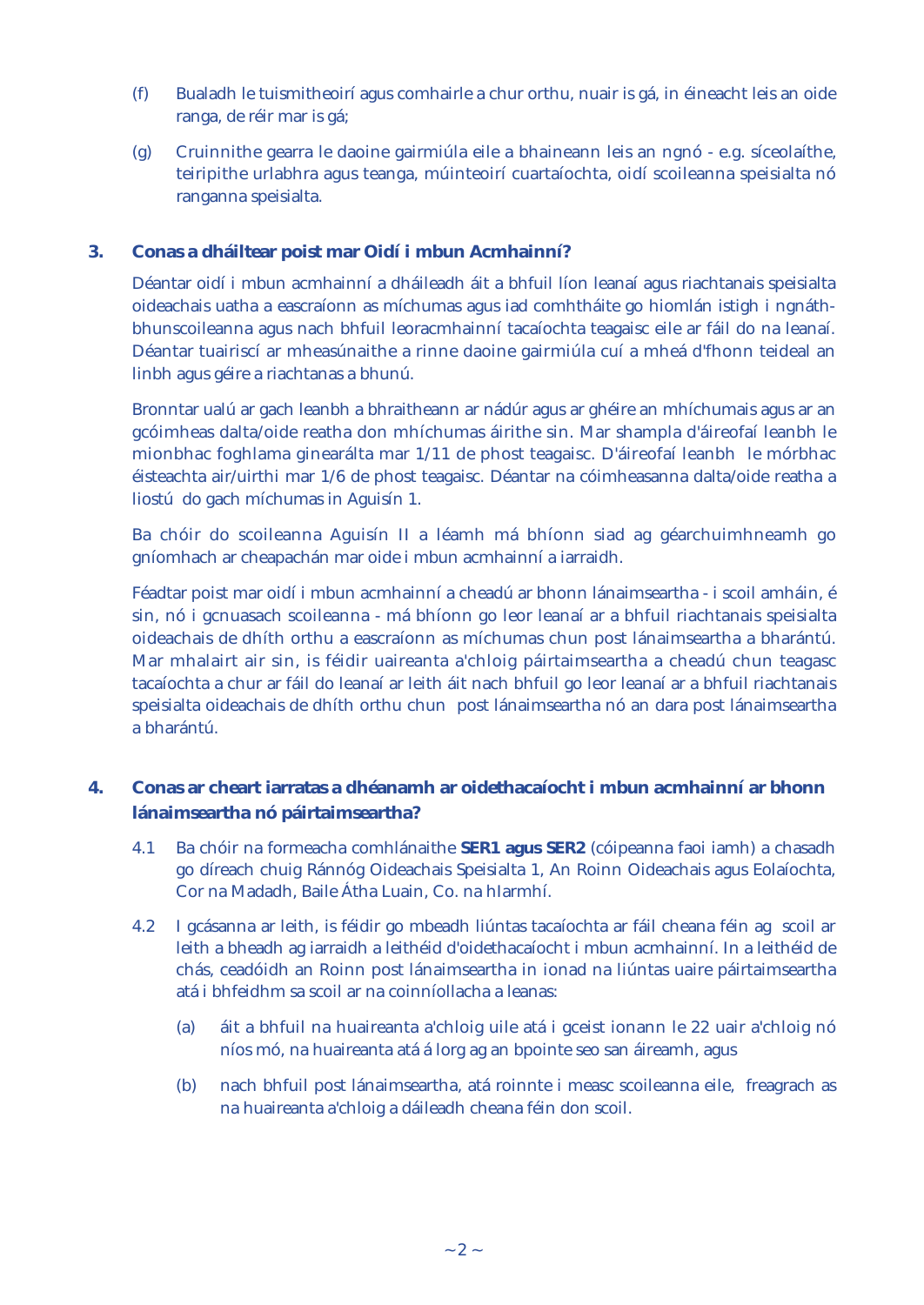(f) Bualadh le tuismitheoirí agus comhairle a chur orthu, nuair is gá, in éineacht leis an oide ranga, de réir mar is gá;

(g) Cruinnithe gearra le daoine gairmiúla eile a bhaineann leis an ngnó - e.g. síceolaíthe, teiripithe urlabhra agus teanga, múinteoirí cuartaíochta, oidí scoileanna speisialta nó ranganna speisialta.

## 3. Conas a dháiltear poist mar Oidí i mbun Acmhainní?

Déantar oidí i mbun acmhainní a dháileadh áit a bhfuil líon leanaí agus riachtanais speisialta oideachais uatha a eascraíonn as míchumas agus iad comhtháite go hiomlán istigh i ngnáth-bhunscoileanna agus nach bhfuil leoracmhainní tacaíochta teagaisc eile ar fáil do na leanaí. Déantar tuairiscí ar mheasúnaithe a rinne daoine gairmiúla cuí a mheá d'fhonn teideal an linbh agus géire a riachtanas a bhunú.

Bronntar ualú ar gach leanbh a bhraitheann ar nádúr agus ar ghéire an mhíchumais agus ar an gcóimheas dalta/oide reatha don mhíchumas áirithe sin. Mar shampla d'áireofaí leanbh le mionbhac foghlama ginearálta mar 1/11 de phost teagaisc. D'áireofaí leanbh le mórbhac éisteachta air/uirthi mar 1/6 de phost teagaisc. Déantar na cóimheasanna dalta/oide reatha a liostú do gach míchumas in Aguisín 1.

Ba chóir do scoileanna Aguisín II a léamh má bhíonn siad ag géarchuimhneamh go gníomhach ar cheapachán mar oide i mbun acmhainní a iarraidh.

Féadtar poist mar oidí i mbun acmhainní a cheadú ar bhonn lánaimseartha - i scoil amháin, é sin, nó i gcnuasach scoileanna - má bhíonn go leor leanaí ar a bhfuil riachtanais speisialta oideachais de dhíth orthu a eascraíonn as míchumas chun post lánaimseartha a bharántú. Mar mhalairt air sin, is féidir uaireanta a'chloig páirtaimseartha a cheadú chun teagasc tacaíochta a chur ar fáil do leanaí ar leith áit nach bhfuil go leor leanaí ar a bhfuil riachtanais speisialta oideachais de dhíth orthu chun post lánaimseartha nó an dara post lánaimseartha a bharántú.

## 4. Conas ar cheart iarratas a dhéanamh ar oidethacaíocht i mbun acmhainní ar bhonn lánaimseartha nó páirtaimseartha?

4.1 Ba chóir na formeacha comhlánaithe **SER1 agus SER2** (cóipeanna faoi iamh) a chasadh go díreach chuig Ránnóg Oideachais Speisialta 1, An Roinn Oideachais agus Eolaíochta, Cor na Madadh, Baile Átha Luain, Co. na hIarmhí.

4.2 I gcásanna ar leith, is féidir go mbeadh liúntas tacaíochta ar fáil cheana féin ag scoil ar leith a bheadh ag iarraidh a leithéid d'oidethacaíocht i mbun acmhainní. In a leithéid de chás, ceadóidh an Roinn post lánaimseartha in ionad na liúntas uaire páirtaimseartha atá i bhfeidhm sa scoil ar na coinníollacha a leanas:

(a) áit a bhfuil na huaireanta a'chloig uile atá i gceist ionann le 22 uair a'chloig nó níos mó, na huaireanta atá á lorg ag an bpointe seo san áireamh, agus

(b) nach bhfuil post lánaimseartha, atá roinnte i measc scoileanna eile, freagrach as na huaireanta a'chloig a dáileadh cheana féin don scoil.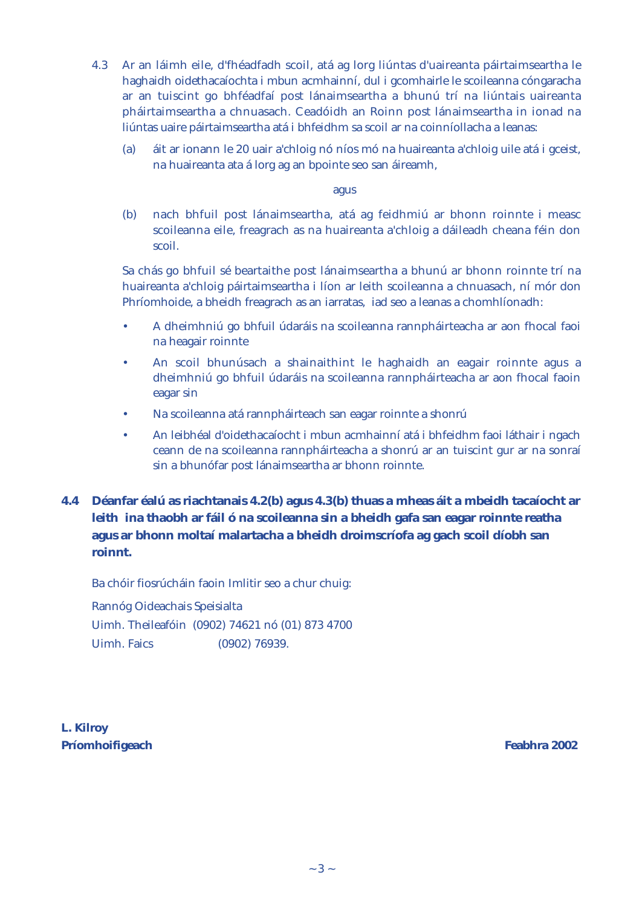4.3 Ar an láimh eile, d'fhéadfadh scoil, atá ag lorg liúntas d'uaireanta páirtaimseartha le haghaidh oidethacaíochta i mbun acmhainní, dul i gcomhairle le scoileanna cóngaracha ar an tuiscint go bhféadfaí post lánaimseartha a bhunú trí na liúntais uaireanta pháirtaimseartha a chnuasach. Ceadóidh an Roinn post lánaimseartha in ionad na liúntas uaire páirtaimseartha atá i bhfeidhm sa scoil ar na coinníollacha a leanas:

(a) áit ar ionann le 20 uair a'chloig nó níos mó na huaireanta a'chloig uile atá i gceist, na huaireanta ata á lorg ag an bpointe seo san áireamh,

agus

(b) nach bhfuil post lánaimseartha, atá ag feidhmiú ar bhonn roinnte i measc scoileanna eile, freagrach as na huaireanta a'chloig a dáileadh cheana féin don scoil.

Sa chás go bhfuil sé beartaithe post lánaimseartha a bhunú ar bhonn roinnte trí na huaireanta a'chloig páirtaimseartha i líon ar leith scoileanna a chnuasach, ní mór don Phríomhoide, a bheidh freagrach as an iarratas, iad seo a leanas a chomhlíonadh:

- A dheimhniú go bhfuil údaráis na scoileanna rannpháirteacha ar aon fhocal faoi na heagair roinnte
- An scoil bhunúsach a shainaithint le haghaidh an eagair roinnte agus a dheimhniú go bhfuil údaráis na scoileanna rannpháirteacha ar aon fhocal faoin eagar sin
- Na scoileanna atá rannpháirteach san eagar roinnte a shonrú
- An leibhéal d'oidethacaíocht i mbun acmhainní atá i bhfeidhm faoi láthair i ngach ceann de na scoileanna rannpháirteacha a shonrú ar an tuiscint gur ar na sonraí sin a bhunófar post lánaimseartha ar bhonn roinnte.

**4.4 Déanfar éalú as riachtanais 4.2(b) agus 4.3(b) thuas a mheas áit a mbeidh tacaíocht ar leith ina thaobh ar fáil ó na scoileanna sin a bheidh gafa san eagar roinnte reatha agus ar bhonn moltaí malartacha a bheidh droimscríofa ag gach scoil díobh san roinnt.**

Ba chóir fiosrúcháin faoin Imlitir seo a chur chuig:

Rannóg Oideachais Speisialta
Uimh. Theileafóin (0902) 74621 nó (01) 873 4700
Uimh. Faics (0902) 76939.

**L. Kilroy**
**Príomhoifigeach**

**Feabhra 2002**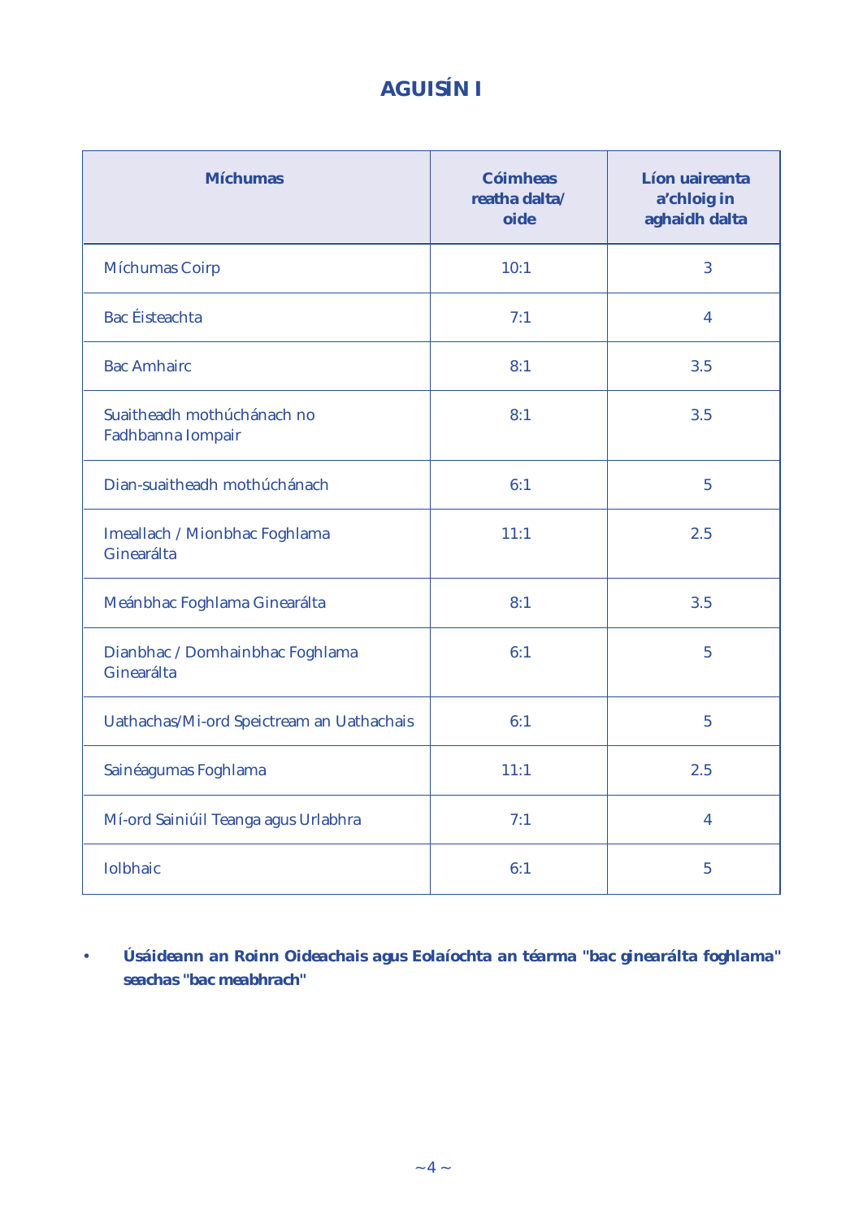# AGUISÍN I

| Míchumas | Cóimheas reatha dalta/ oide | Líon uaireanta a'chloig in aghaidh dalta |
|---|---|---|
| Míchumas Coirp | 10:1 | 3 |
| Bac Éisteachta | 7:1 | 4 |
| Bac Amhairc | 8:1 | 3.5 |
| Suaitheadh mothúchánach no Fadhbanna Iompair | 8:1 | 3.5 |
| Dian-suaitheadh mothúchánach | 6:1 | 5 |
| Imeallach / Mionbhac Foghlama Ginearálta | 11:1 | 2.5 |
| Meánbhac Foghlama Ginearálta | 8:1 | 3.5 |
| Dianbhac / Domhainbhac Foghlama Ginearálta | 6:1 | 5 |
| Uathachas/Mi-ord Speictream an Uathachais | 6:1 | 5 |
| Sainéagumas Foghlama | 11:1 | 2.5 |
| Mí-ord Sainiúil Teanga agus Urlabhra | 7:1 | 4 |
| Iolbhaic | 6:1 | 5 |

- **Úsáideann an Roinn Oideachais agus Eolaíochta an téarma "bac ginearálta foghlama" seachas "bac meabhrach"**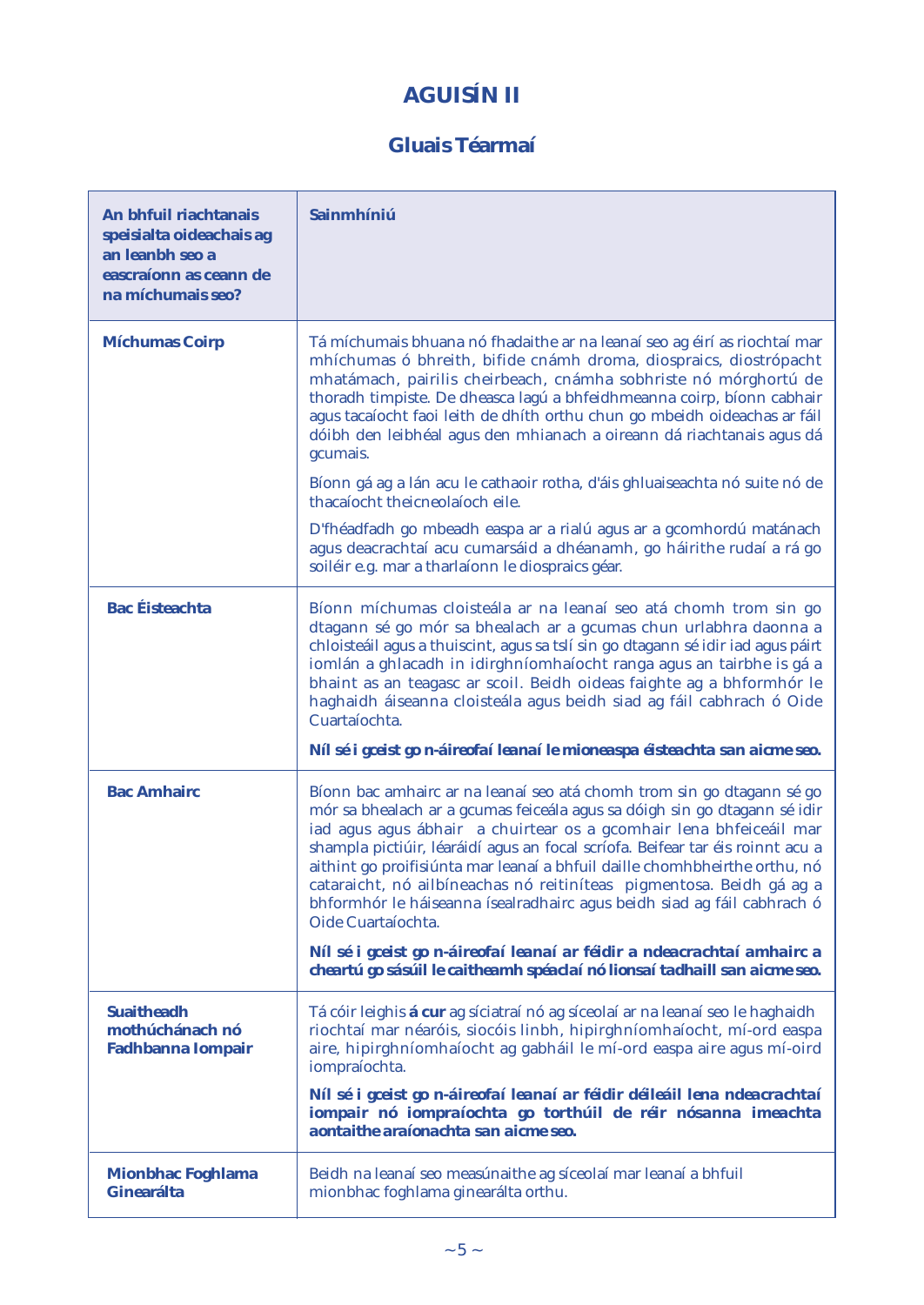# AGUISÍN II

## Gluais Téarmaí

| An bhfuil riachtanais speisialta oideachais ag an leanbh seo a eascraíonn as ceann de na míchumais seo? | Sainmhíniú |
|---|---|
| **Míchumas Coirp** | Tá míchumais bhuana nó fhadaithe ar na leanaí seo ag éirí as riochtaí mar mhíchumas ó bhreith, bifide cnámh droma, diospraics, diostrópacht mhatámach, pairilis cheirbeach, cnámha sobhriste nó mórghortú de thoradh timpiste. De dheasca lagú a bhfeidhmeanna coirp, bíonn cabhair agus tacaíocht faoi leith de dhíth orthu chun go mbeidh oideachas ar fáil dóibh den leibhéal agus den mhianach a oireann dá riachtanais agus dá gcumais.<br><br>Bíonn gá ag a lán acu le cathaoir rotha, d'áis ghluaiseachta nó suite nó de thacaíocht theicneolaíoch eile.<br><br>D'fhéadfadh go mbeadh easpa ar a rialú agus ar a gcomhordú matánach agus deacrachtaí acu cumarsáid a dhéanamh, go háirithe rudaí a rá go soiléir e.g. mar a tharlaíonn le diospraics géar. |
| **Bac Éisteachta** | Bíonn míchumas cloisteála ar na leanaí seo atá chomh trom sin go dtagann sé go mór sa bhealach ar a gcumas chun urlabhra daonna a chloisteáil agus a thuiscint, agus sa tslí sin go dtagann sé idir iad agus páirt iomlán a ghlacadh in idirghníomhaíocht ranga agus an tairbhe is gá a bhaint as an teagasc ar scoil. Beidh oideas faighte ag a bhformhór le haghaidh áiseanna cloisteála agus beidh siad ag fáil cabhrach ó Oide Cuartaíochta.<br><br>**Níl sé i gceist go n-áireofaí leanaí le mioneaspa éisteachta san aicme seo.** |
| **Bac Amhairc** | Bíonn bac amhairc ar na leanaí seo atá chomh trom sin go dtagann sé go mór sa bhealach ar a gcumas feiceála agus sa dóigh sin go dtagann sé idir iad agus agus ábhair a chuirtear os a gcomhair lena bhfeiceáil mar shampla pictiúir, léaráidí agus an focal scríofa. Beifear tar éis roinnt acu a aithint go proifisiúnta mar leanaí a bhfuil daille chomhbheirthe orthu, nó cataraicht, nó ailbíneachas nó reitiníteas pigmentosa. Beidh gá ag a bhformhór le háiseanna ísealradhairc agus beidh siad ag fáil cabhrach ó Oide Cuartaíochta.<br><br>**Níl sé i gceist go n-áireofaí leanaí ar féidir a ndeacrachtaí amhairc a cheartú go sásúil le caitheamh spéaclaí nó lionsaí tadhaill san aicme seo.** |
| **Suaitheadh mothúchánach nó Fadhbanna Iompair** | Tá cóir leighis **á cur** ag síciatraí nó ag síceolaí ar na leanaí seo le haghaidh riochtaí mar néaróis, siocóis linbh, hipirghníomhaíocht, mí-ord easpa aire, hipirghníomhaíocht ag gabháil le mí-ord easpa aire agus mí-oird iompraíochta.<br><br>**Níl sé i gceist go n-áireofaí leanaí ar féidir déileáil lena ndeacrachtaí iompair nó iompraíochta go torthúil de réir nósanna imeachta aontaithe araíonachta san aicme seo.** |
| **Mionbhac Foghlama Ginearálta** | Beidh na leanaí seo measúnaithe ag síceolaí mar leanaí a bhfuil mionbhac foghlama ginearálta orthu. |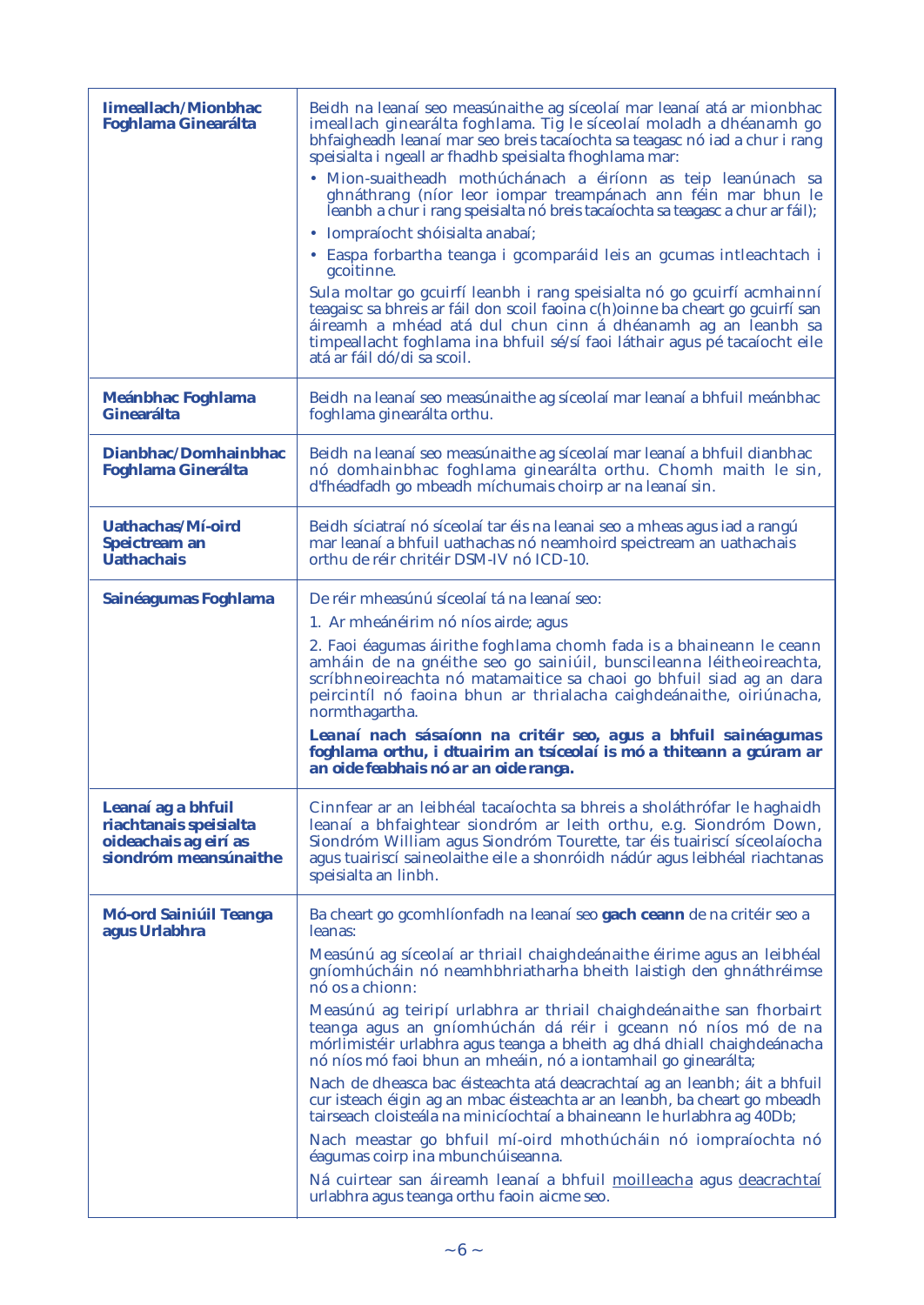| | |
|---|---|
| **Iimeallach/Mionbhac Foghlama Ginearálta** | Beidh na leanaí seo measúnaithe ag síceolaí mar leanaí atá ar mionbhac imeallach ginearálta foghlama. Tig le síceolaí moladh a dhéanamh go bhfaigheadh leanaí mar seo breis tacaíochta sa teagasc nó iad a chur i rang speisialta i ngeall ar fhadhb speisialta fhoghlama mar:<br>• Mion-suaitheadh mothúchánach a éiríonn as teip leanúnach sa ghnáthrang (níor leor iompar treampánach ann féin mar bhun le leanbh a chur i rang speisialta nó breis tacaíochta sa teagasc a chur ar fáil);<br>• Iompraíocht shóisialta anabaí;<br>• Easpa forbartha teanga i gcomparáid leis an gcumas intleachtach i gcoitinne.<br>Sula moltar go gcuirfí leanbh i rang speisialta nó go gcuirfí acmhainní teagaisc sa bhreis ar fáil don scoil faoina c(h)oinne ba cheart go gcuirfí san áireamh a mhéad atá dul chun cinn á dhéanamh ag an leanbh sa timpeallacht foghlama ina bhfuil sé/sí faoi láthair agus pé tacaíocht eile atá ar fáil dó/di sa scoil. |
| **Meánbhac Foghlama Ginearálta** | Beidh na leanaí seo measúnaithe ag síceolaí mar leanaí a bhfuil meánbhac foghlama ginearálta orthu. |
| **Dianbhac/Domhainbhac Foghlama Ginerálta** | Beidh na leanaí seo measúnaithe ag síceolaí mar leanaí a bhfuil dianbhac nó domhainbhac foghlama ginearálta orthu. Chomh maith le sin, d'fhéadfadh go mbeadh míchumais choirp ar na leanaí sin. |
| **Uathachas/Mí-oird Speictream an Uathachais** | Beidh síciatraí nó síceolaí tar éis na leanai seo a mheas agus iad a rangú mar leanaí a bhfuil uathachas nó neamhoird speictream an uathachais orthu de réir chritéir DSM-IV nó ICD-10. |
| **Sainéagumas Foghlama** | De réir mheasúnú síceolaí tá na leanaí seo:<br>1. Ar mheánéirim nó níos airde; agus<br>2. Faoi éagumas áirithe foghlama chomh fada is a bhaineann le ceann amháin de na gnéithe seo go sainiúil, bunscileanna léitheoireachta, scríbhneoireachta nó matamaitice sa chaoi go bhfuil siad ag an dara peircintíl nó faoina bhun ar thrialacha caighdeánaithe, oiriúnacha, normthagartha.<br>***Leanaí nach sásaíonn na critéir seo, agus a bhfuil sainéagumas foghlama orthu, i dtuairim an tsíceolaí is mó a thiteann a gcúram ar an oide feabhais nó ar an oide ranga.*** |
| **Leanaí ag a bhfuil riachtanais speisialta oideachais ag eirí as siondróm meansúnaithe** | Cinnfear ar an leibhéal tacaíochta sa bhreis a sholáthrófar le haghaidh leanaí a bhfaightear siondróm ar leith orthu, e.g. Siondróm Down, Siondróm William agus Siondróm Tourette, tar éis tuairiscí síceolaíocha agus tuairiscí saineolaithe eile a shonróidh nádúr agus leibhéal riachtanas speisialta an linbh. |
| **Mó-ord Sainiúil Teanga agus Urlabhra** | Ba cheart go gcomhlíonfadh na leanaí seo **gach ceann** de na critéir seo a leanas:<br>Measúnú ag síceolaí ar thriail chaighdeánaithe éirime agus an leibhéal gníomhúcháin nó neamhbhriatharha bheith laistigh den ghnáthréimse nó os a chionn:<br>Measúnú ag teiripí urlabhra ar thriail chaighdeánaithe san fhorbairt teanga agus an gníomhúchán dá réir i gceann nó níos mó de na mórlimistéir urlabhra agus teanga a bheith ag dhá dhiall chaighdeánacha nó níos mó faoi bhun an mheáin, nó a iontamhail go ginearálta;<br>Nach de dheasca bac éisteachta atá deacrachtaí ag an leanbh; áit a bhfuil cur isteach éigin ag an mbac éisteachta ar an leanbh, ba cheart go mbeadh tairseach cloisteála na minicíochtaí a bhaineann le hurlabhra ag 40Db;<br>Nach meastar go bhfuil mí-oird mhothúcháin nó iompraíochta nó éagumas coirp ina mbunchúiseanna.<br>Ná cuirtear san áireamh leanaí a bhfuil <u>moilleacha</u> agus <u>deacrachtaí</u> urlabhra agus teanga orthu faoin aicme seo. |